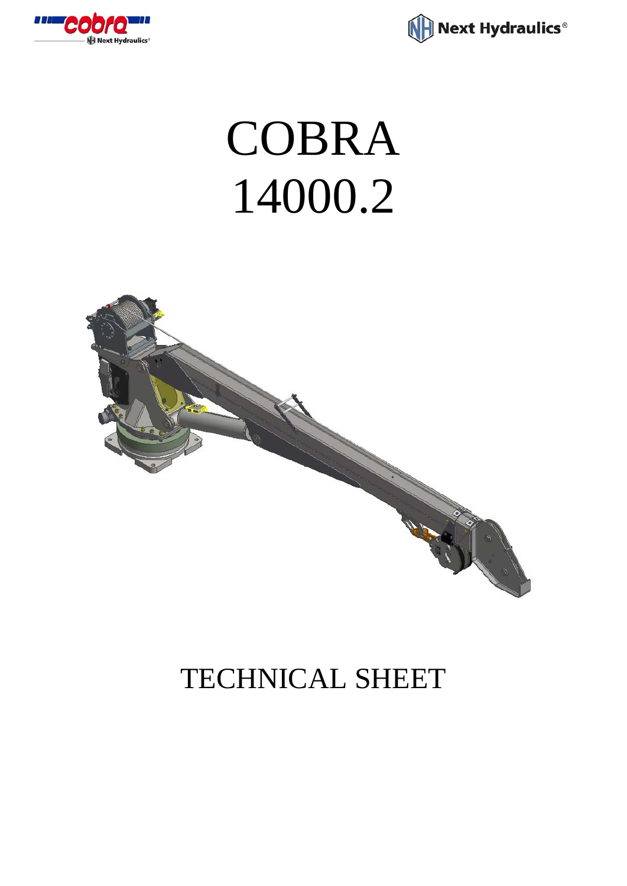# COBRA 14000.2

## TECHNICAL SHEET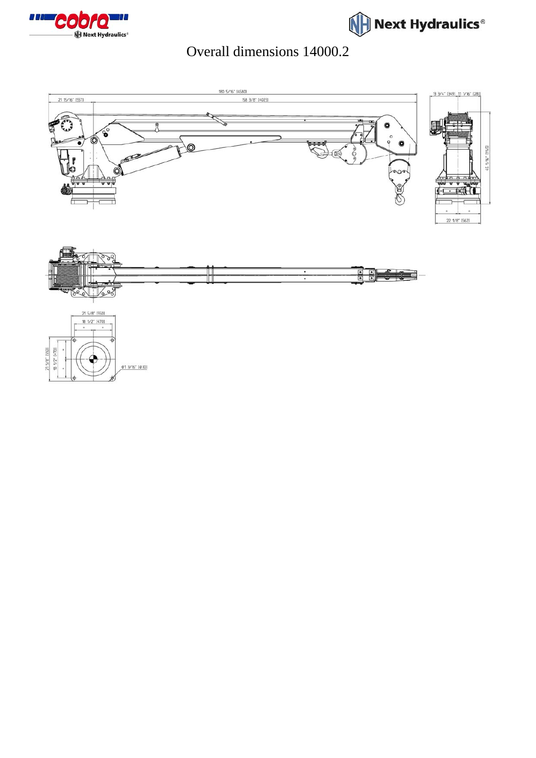# Overall dimensions 14000.2

180 5/16" [4580]

21 15/16" [557]

158 3/8" [4023]

13 3/4" [349]

11 1/16" [281]

45 1/16" [1145]

22 1/8" [562]

21 5/8" [550]

18 1/2" [470]

21 5/8" [550]

18 1/2" [470]

Ø1 3/16" [Ø30]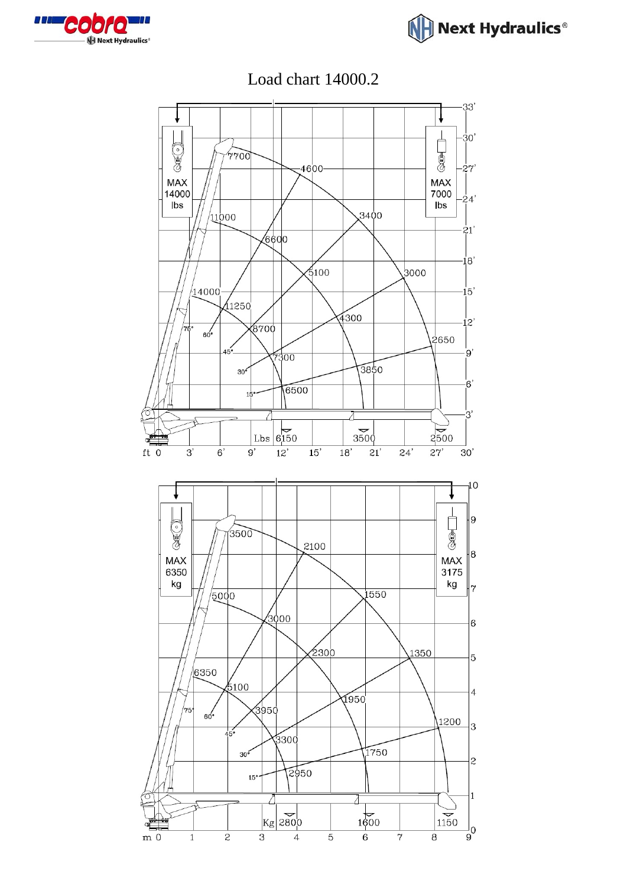# Load chart 14000.2

MAX 14000 lbs

MAX 7000 lbs

| Angle | Load (lbs) |
| --- | --- |
| Top | 7700 |
| 75° | 11000, 14000 |
| 60° | 4600, 6600, 11250 |
| 45° | 3400, 5100, 8700 |
| 30° | 3000, 4300, 7300 |
| 15° | 2650, 3850, 6500 |
| Lbs | 6150, 3500, 2500 |

ft 0, 3', 6', 9', 12', 15', 18', 21', 24', 27', 30'

MAX 6350 kg

MAX 3175 kg

| Angle | Load (kg) |
| --- | --- |
| Top | 3500 |
| 75° | 5000, 6350 |
| 60° | 2100, 3000, 5100 |
| 45° | 1550, 2300, 3950 |
| 30° | 1350, 1950, 3300 |
| 15° | 1200, 1750, 2950 |
| Kg | 2800, 1600, 1150 |

m 0, 1, 2, 3, 4, 5, 6, 7, 8, 9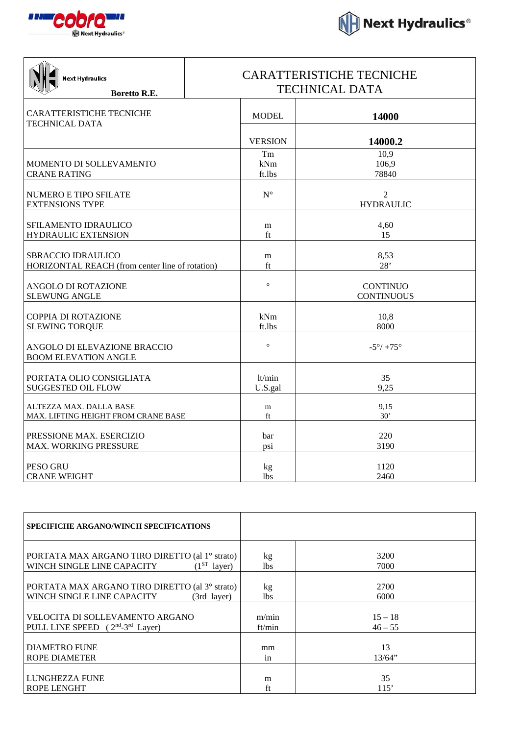Next Hydraulics

Boretto R.E.

# CARATTERISTICHE TECNICHE
# TECHNICAL DATA

| CARATTERISTICHE TECNICHE<br>TECHNICAL DATA | MODEL | **14000** |
| --- | --- | --- |
| | VERSION | **14000.2** |
| MOMENTO DI SOLLEVAMENTO<br>CRANE RATING | Tm<br>kNm<br>ft.lbs | 10,9<br>106,9<br>78840 |
| NUMERO E TIPO SFILATE<br>EXTENSIONS TYPE | N° | 2<br>HYDRAULIC |
| SFILAMENTO IDRAULICO<br>HYDRAULIC EXTENSION | m<br>ft | 4,60<br>15 |
| SBRACCIO IDRAULICO<br>HORIZONTAL REACH (from center line of rotation) | m<br>ft | 8,53<br>28’ |
| ANGOLO DI ROTAZIONE<br>SLEWUNG ANGLE | ° | CONTINUO<br>CONTINUOUS |
| COPPIA DI ROTAZIONE<br>SLEWING TORQUE | kNm<br>ft.lbs | 10,8<br>8000 |
| ANGOLO DI ELEVAZIONE BRACCIO<br>BOOM ELEVATION ANGLE | ° | -5°/ +75° |
| PORTATA OLIO CONSIGLIATA<br>SUGGESTED OIL FLOW | lt/min<br>U.S.gal | 35<br>9,25 |
| ALTEZZA MAX. DALLA BASE<br>MAX. LIFTING HEIGHT FROM CRANE BASE | m<br>ft | 9,15<br>30’ |
| PRESSIONE MAX. ESERCIZIO<br>MAX. WORKING PRESSURE | bar<br>psi | 220<br>3190 |
| PESO GRU<br>CRANE WEIGHT | kg<br>lbs | 1120<br>2460 |

| **SPECIFICHE ARGANO/WINCH SPECIFICATIONS** | | |
| --- | --- | --- |
| PORTATA MAX ARGANO TIRO DIRETTO (al 1° strato)<br>WINCH SINGLE LINE CAPACITY (1ST layer) | kg<br>lbs | 3200<br>7000 |
| PORTATA MAX ARGANO TIRO DIRETTO (al 3° strato)<br>WINCH SINGLE LINE CAPACITY (3rd layer) | kg<br>lbs | 2700<br>6000 |
| VELOCITA DI SOLLEVAMENTO ARGANO<br>PULL LINE SPEED (2nd-3rd Layer) | m/min<br>ft/min | 15 – 18<br>46 – 55 |
| DIAMETRO FUNE<br>ROPE DIAMETER | mm<br>in | 13<br>13/64” |
| LUNGHEZZA FUNE<br>ROPE LENGHT | m<br>ft | 35<br>115’ |